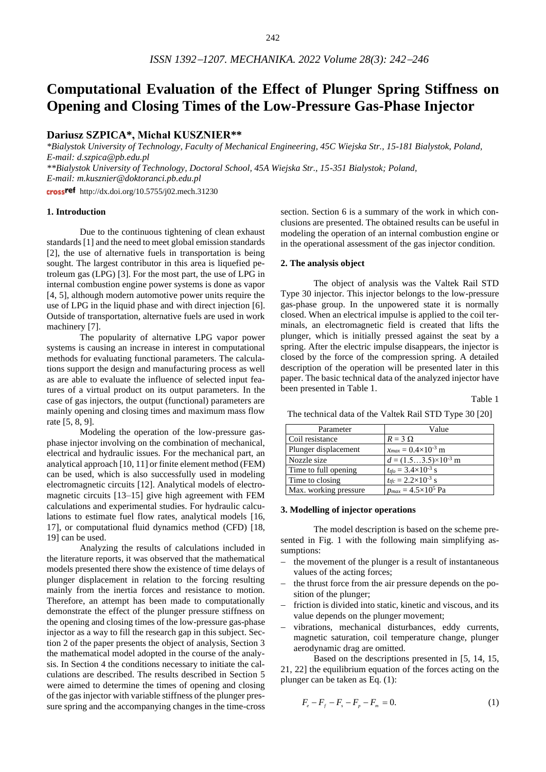# Computational Evaluation of the Effect of Plunger Spring Stiffness on Opening and Closing Times of the Low-Pressure Gas-Phase Injector

**Dariusz SZPICA\*, Michał KUSZNIER\*\***

*\*Bialystok University of Technology, Faculty of Mechanical Engineering, 45C Wiejska Str., 15-181 Bialystok, Poland, E-mail: d.szpica@pb.edu.pl*

*\*\*Bialystok University of Technology, Doctoral School, 45A Wiejska Str., 15-351 Bialystok; Poland, E-mail: m.kusznier@doktoranci.pb.edu.pl*

crossref http://dx.doi.org/10.5755/j02.mech.31230

## 1. Introduction

Due to the continuous tightening of clean exhaust standards [1] and the need to meet global emission standards [2], the use of alternative fuels in transportation is being sought. The largest contributor in this area is liquefied petroleum gas (LPG) [3]. For the most part, the use of LPG in internal combustion engine power systems is done as vapor [4, 5], although modern automotive power units require the use of LPG in the liquid phase and with direct injection [6]. Outside of transportation, alternative fuels are used in work machinery [7].

The popularity of alternative LPG vapor power systems is causing an increase in interest in computational methods for evaluating functional parameters. The calculations support the design and manufacturing process as well as are able to evaluate the influence of selected input features of a virtual product on its output parameters. In the case of gas injectors, the output (functional) parameters are mainly opening and closing times and maximum mass flow rate [5, 8, 9].

Modeling the operation of the low-pressure gas-phase injector involving on the combination of mechanical, electrical and hydraulic issues. For the mechanical part, an analytical approach [10, 11] or finite element method (FEM) can be used, which is also successfully used in modeling electromagnetic circuits [12]. Analytical models of electromagnetic circuits [13–15] give high agreement with FEM calculations and experimental studies. For hydraulic calculations to estimate fuel flow rates, analytical models [16, 17], or computational fluid dynamics method (CFD) [18, 19] can be used.

Analyzing the results of calculations included in the literature reports, it was observed that the mathematical models presented there show the existence of time delays of plunger displacement in relation to the forcing resulting mainly from the inertia forces and resistance to motion. Therefore, an attempt has been made to computationally demonstrate the effect of the plunger pressure stiffness on the opening and closing times of the low-pressure gas-phase injector as a way to fill the research gap in this subject. Section 2 of the paper presents the object of analysis, Section 3 the mathematical model adopted in the course of the analysis. In Section 4 the conditions necessary to initiate the calculations are described. The results described in Section 5 were aimed to determine the times of opening and closing of the gas injector with variable stiffness of the plunger pressure spring and the accompanying changes in the time-cross section. Section 6 is a summary of the work in which conclusions are presented. The obtained results can be useful in modeling the operation of an internal combustion engine or in the operational assessment of the gas injector condition.

## 2. The analysis object

The object of analysis was the Valtek Rail STD Type 30 injector. This injector belongs to the low-pressure gas-phase group. In the unpowered state it is normally closed. When an electrical impulse is applied to the coil terminals, an electromagnetic field is created that lifts the plunger, which is initially pressed against the seat by a spring. After the electric impulse disappears, the injector is closed by the force of the compression spring. A detailed description of the operation will be presented later in this paper. The basic technical data of the analyzed injector have been presented in Table 1.

Table 1

The technical data of the Valtek Rail STD Type 30 [20]

| Parameter | Value |
|---|---|
| Coil resistance | $R = 3\ \Omega$ |
| Plunger displacement | $x_{max} = 0.4\times10^{-3}$ m |
| Nozzle size | $d = (1.5\ldots3.5)\times10^{-3}$ m |
| Time to full opening | $t_{tfo} = 3.4\times10^{-3}$ s |
| Time to closing | $t_{tfc} = 2.2\times10^{-3}$ s |
| Max. working pressure | $p_{max} = 4.5\times10^{5}$ Pa |

## 3. Modelling of injector operations

The model description is based on the scheme presented in Fig. 1 with the following main simplifying assumptions:

- the movement of the plunger is a result of instantaneous values of the acting forces;
- the thrust force from the air pressure depends on the position of the plunger;
- friction is divided into static, kinetic and viscous, and its value depends on the plunger movement;
- vibrations, mechanical disturbances, eddy currents, magnetic saturation, coil temperature change, plunger aerodynamic drag are omitted.

Based on the descriptions presented in [5, 14, 15, 21, 22] the equilibrium equation of the forces acting on the plunger can be taken as Eq. (1):

$$F_e - F_f - F_s - F_p - F_m = 0. \tag{1}$$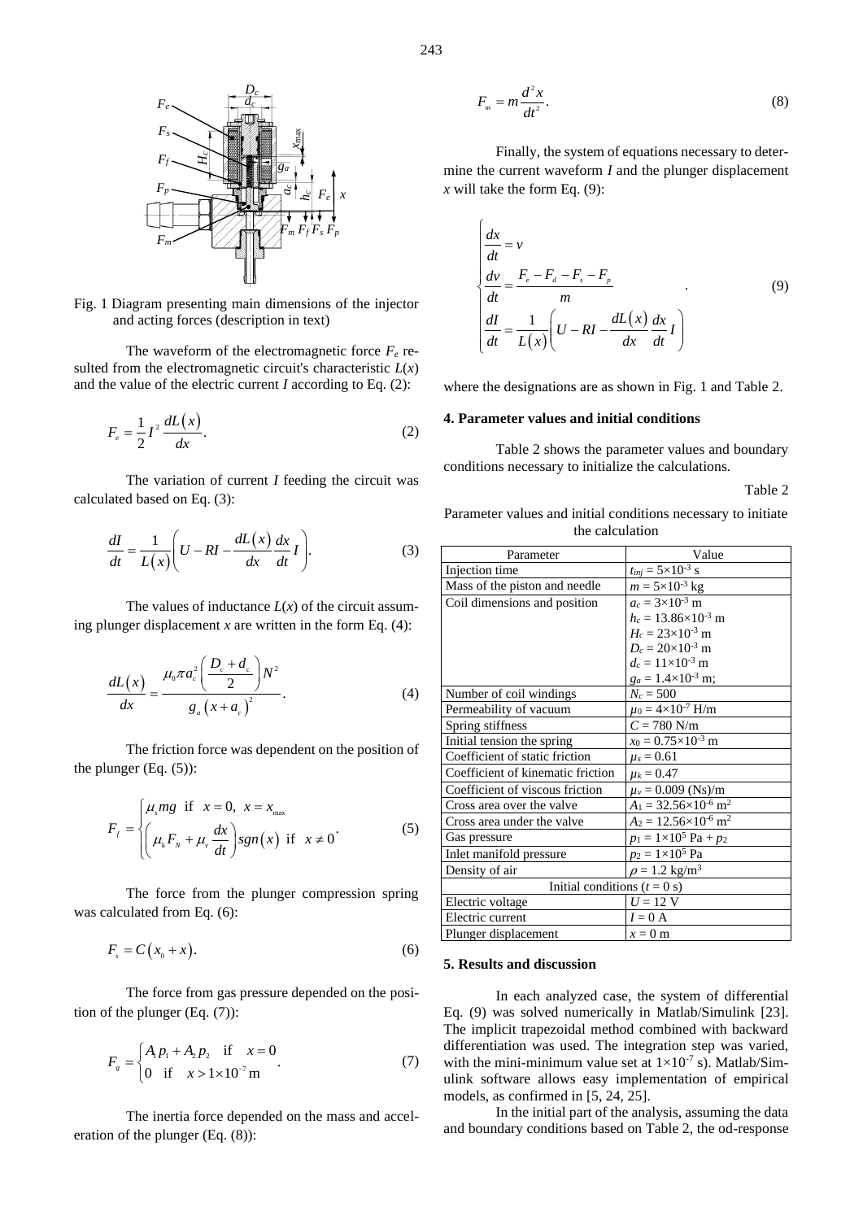Fig. 1 Diagram presenting main dimensions of the injector and acting forces (description in text)

The waveform of the electromagnetic force $F_e$ resulted from the electromagnetic circuit's characteristic $L(x)$ and the value of the electric current $I$ according to Eq. (2):

$$F_e = \frac{1}{2} I^2 \frac{dL(x)}{dx}. \tag{2}$$

The variation of current $I$ feeding the circuit was calculated based on Eq. (3):

$$\frac{dI}{dt} = \frac{1}{L(x)} \left( U - RI - \frac{dL(x)}{dx} \frac{dx}{dt} I \right). \tag{3}$$

The values of inductance $L(x)$ of the circuit assuming plunger displacement $x$ are written in the form Eq. (4):

$$\frac{dL(x)}{dx} = \frac{\mu_0 \pi a_c^2 \left( \frac{D_c + d_c}{2} \right) N^2}{g_a \left( x + a_c \right)^2}. \tag{4}$$

The friction force was dependent on the position of the plunger (Eq. (5)):

$$F_f = \begin{cases} \mu_s mg & \text{if} \quad x = 0, \; x = x_{max} \\ \left( \mu_k F_N + \mu_v \frac{dx}{dt} \right) sgn(x) & \text{if} \quad x \neq 0 \end{cases}. \tag{5}$$

The force from the plunger compression spring was calculated from Eq. (6):

$$F_s = C\left( x_0 + x \right). \tag{6}$$

The force from gas pressure depended on the position of the plunger (Eq. (7)):

$$F_g = \begin{cases} A_1 p_1 + A_2 p_2 & \text{if} \quad x = 0 \\ 0 & \text{if} \quad x > 1 \times 10^{-7}\,\text{m} \end{cases}. \tag{7}$$

The inertia force depended on the mass and acceleration of the plunger (Eq. (8)):

$$F_m = m \frac{d^2 x}{dt^2}. \tag{8}$$

Finally, the system of equations necessary to determine the current waveform $I$ and the plunger displacement $x$ will take the form Eq. (9):

$$\begin{cases} \dfrac{dx}{dt} = v \\ \dfrac{dv}{dt} = \dfrac{F_e - F_d - F_s - F_p}{m} \\ \dfrac{dI}{dt} = \dfrac{1}{L(x)} \left( U - RI - \dfrac{dL(x)}{dx} \dfrac{dx}{dt} I \right) \end{cases}. \tag{9}$$

where the designations are as shown in Fig. 1 and Table 2.

## 4. Parameter values and initial conditions

Table 2 shows the parameter values and boundary conditions necessary to initialize the calculations.

Table 2

Parameter values and initial conditions necessary to initiate the calculation

| Parameter | Value |
|---|---|
| Injection time | $t_{inj} = 5\times10^{-3}$ s |
| Mass of the piston and needle | $m = 5\times10^{-3}$ kg |
| Coil dimensions and position | $a_c = 3\times10^{-3}$ m<br>$h_c = 13.86\times10^{-3}$ m<br>$H_c = 23\times10^{-3}$ m<br>$D_c = 20\times10^{-3}$ m<br>$d_c = 11\times10^{-3}$ m<br>$g_a = 1.4\times10^{-3}$ m; |
| Number of coil windings | $N_c = 500$ |
| Permeability of vacuum | $\mu_0 = 4\times10^{-7}$ H/m |
| Spring stiffness | $C = 780$ N/m |
| Initial tension the spring | $x_0 = 0.75\times10^{-3}$ m |
| Coefficient of static friction | $\mu_s = 0.61$ |
| Coefficient of kinematic friction | $\mu_k = 0.47$ |
| Coefficient of viscous friction | $\mu_v = 0.009$ (Ns)/m |
| Cross area over the valve | $A_1 = 32.56\times10^{-6}$ m$^2$ |
| Cross area under the valve | $A_2 = 12.56\times10^{-6}$ m$^2$ |
| Gas pressure | $p_1 = 1\times10^5$ Pa + $p_2$ |
| Inlet manifold pressure | $p_2 = 1\times10^5$ Pa |
| Density of air | $\rho = 1.2$ kg/m$^3$ |
| Initial conditions ($t = 0$ s) | |
| Electric voltage | $U = 12$ V |
| Electric current | $I = 0$ A |
| Plunger displacement | $x = 0$ m |

## 5. Results and discussion

In each analyzed case, the system of differential Eq. (9) was solved numerically in Matlab/Simulink [23]. The implicit trapezoidal method combined with backward differentiation was used. The integration step was varied, with the mini-minimum value set at $1\times10^{-7}$ s). Matlab/Simulink software allows easy implementation of empirical models, as confirmed in [5, 24, 25].

In the initial part of the analysis, assuming the data and boundary conditions based on Table 2, the od-response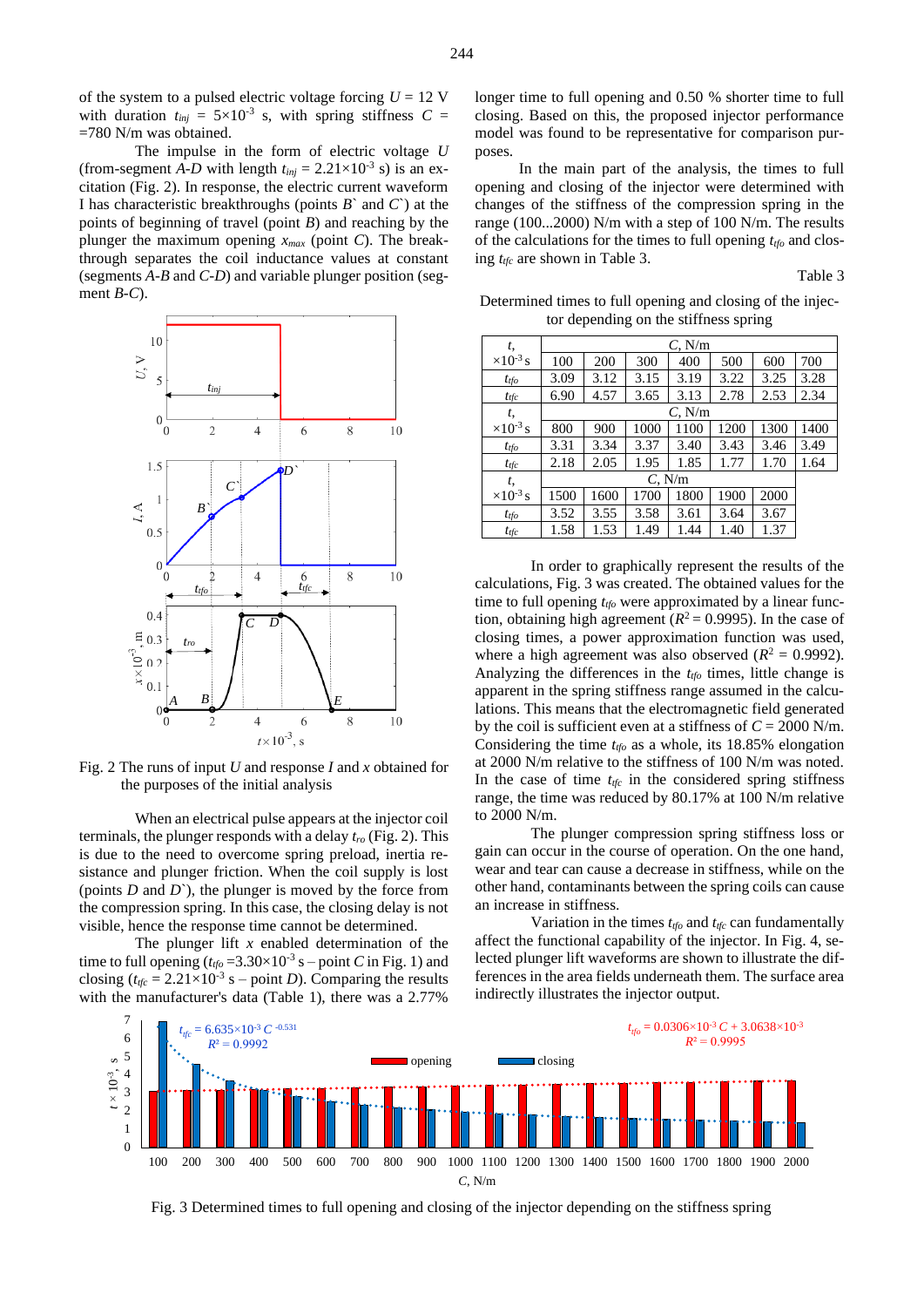of the system to a pulsed electric voltage forcing $U = 12$ V with duration $t_{inj} = 5\times10^{-3}$ s, with spring stiffness $C = 780$ N/m was obtained.

The impulse in the form of electric voltage $U$ (from-segment *A-D* with length $t_{inj} = 2.21\times10^{-3}$ s) is an excitation (Fig. 2). In response, the electric current waveform I has characteristic breakthroughs (points *B`* and *C`*) at the points of beginning of travel (point *B*) and reaching by the plunger the maximum opening $x_{max}$ (point *C*). The breakthrough separates the coil inductance values at constant (segments *A-B* and *C-D*) and variable plunger position (segment *B-C*).

Fig. 2 The runs of input $U$ and response $I$ and $x$ obtained for the purposes of the initial analysis

When an electrical pulse appears at the injector coil terminals, the plunger responds with a delay $t_{ro}$ (Fig. 2). This is due to the need to overcome spring preload, inertia resistance and plunger friction. When the coil supply is lost (points *D* and *D`*), the plunger is moved by the force from the compression spring. In this case, the closing delay is not visible, hence the response time cannot be determined.

The plunger lift $x$ enabled determination of the time to full opening ($t_{tfo} = 3.30\times10^{-3}$ s – point *C* in Fig. 1) and closing ($t_{tfc} = 2.21\times10^{-3}$ s – point *D*). Comparing the results with the manufacturer's data (Table 1), there was a 2.77% longer time to full opening and 0.50 % shorter time to full closing. Based on this, the proposed injector performance model was found to be representative for comparison purposes.

In the main part of the analysis, the times to full opening and closing of the injector were determined with changes of the stiffness of the compression spring in the range (100...2000) N/m with a step of 100 N/m. The results of the calculations for the times to full opening $t_{tfo}$ and closing $t_{tfc}$ are shown in Table 3.

Table 3

Determined times to full opening and closing of the injector depending on the stiffness spring

| $t$, $\times10^{-3}$ s | $C$, N/m | | | | | | |
|---|---|---|---|---|---|---|---|
| | 100 | 200 | 300 | 400 | 500 | 600 | 700 |
| $t_{tfo}$ | 3.09 | 3.12 | 3.15 | 3.19 | 3.22 | 3.25 | 3.28 |
| $t_{tfc}$ | 6.90 | 4.57 | 3.65 | 3.13 | 2.78 | 2.53 | 2.34 |
| $t$, $\times10^{-3}$ s | $C$, N/m | | | | | | |
| | 800 | 900 | 1000 | 1100 | 1200 | 1300 | 1400 |
| $t_{tfo}$ | 3.31 | 3.34 | 3.37 | 3.40 | 3.43 | 3.46 | 3.49 |
| $t_{tfc}$ | 2.18 | 2.05 | 1.95 | 1.85 | 1.77 | 1.70 | 1.64 |
| $t$, $\times10^{-3}$ s | $C$, N/m | | | | | | |
| | 1500 | 1600 | 1700 | 1800 | 1900 | 2000 | |
| $t_{tfo}$ | 3.52 | 3.55 | 3.58 | 3.61 | 3.64 | 3.67 | |
| $t_{tfc}$ | 1.58 | 1.53 | 1.49 | 1.44 | 1.40 | 1.37 | |

In order to graphically represent the results of the calculations, Fig. 3 was created. The obtained values for the time to full opening $t_{tfo}$ were approximated by a linear function, obtaining high agreement ($R^2 = 0.9995$). In the case of closing times, a power approximation function was used, where a high agreement was also observed ($R^2 = 0.9992$). Analyzing the differences in the $t_{tfo}$ times, little change is apparent in the spring stiffness range assumed in the calculations. This means that the electromagnetic field generated by the coil is sufficient even at a stiffness of $C = 2000$ N/m. Considering the time $t_{tfo}$ as a whole, its 18.85% elongation at 2000 N/m relative to the stiffness of 100 N/m was noted. In the case of time $t_{tfc}$ in the considered spring stiffness range, the time was reduced by 80.17% at 100 N/m relative to 2000 N/m.

The plunger compression spring stiffness loss or gain can occur in the course of operation. On the one hand, wear and tear can cause a decrease in stiffness, while on the other hand, contaminants between the spring coils can cause an increase in stiffness.

Variation in the times $t_{tfo}$ and $t_{tfc}$ can fundamentally affect the functional capability of the injector. In Fig. 4, selected plunger lift waveforms are shown to illustrate the differences in the area fields underneath them. The surface area indirectly illustrates the injector output.

Fig. 3 Determined times to full opening and closing of the injector depending on the stiffness spring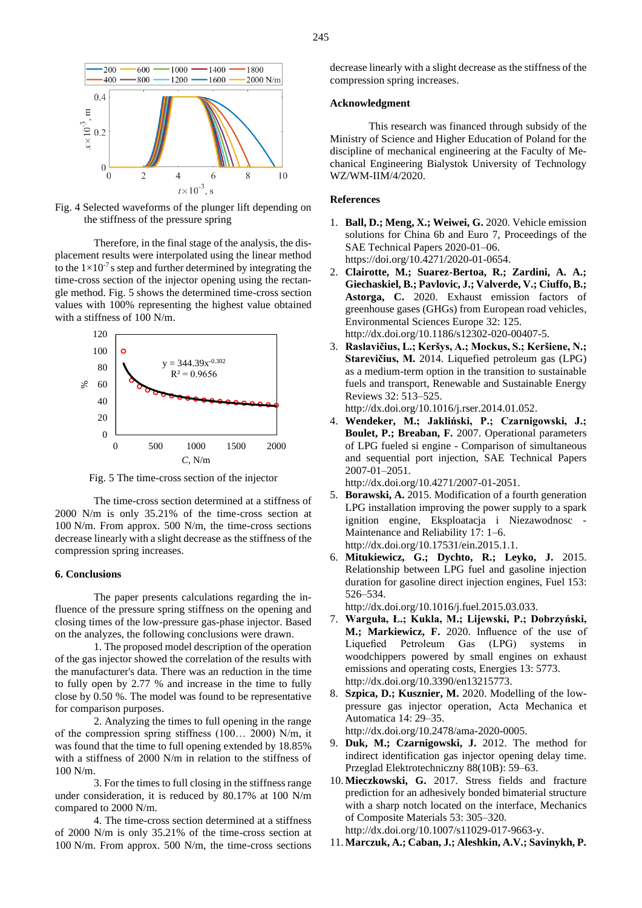Fig. 4 Selected waveforms of the plunger lift depending on the stiffness of the pressure spring

Therefore, in the final stage of the analysis, the displacement results were interpolated using the linear method to the $1\times10^{-7}$ s step and further determined by integrating the time-cross section of the injector opening using the rectangle method. Fig. 5 shows the determined time-cross section values with 100% representing the highest value obtained with a stiffness of 100 N/m.

Fig. 5 The time-cross section of the injector

The time-cross section determined at a stiffness of 2000 N/m is only 35.21% of the time-cross section at 100 N/m. From approx. 500 N/m, the time-cross sections decrease linearly with a slight decrease as the stiffness of the compression spring increases.

## 6. Conclusions

The paper presents calculations regarding the influence of the pressure spring stiffness on the opening and closing times of the low-pressure gas-phase injector. Based on the analyzes, the following conclusions were drawn.

1. The proposed model description of the operation of the gas injector showed the correlation of the results with the manufacturer's data. There was an reduction in the time to fully open by 2.77 % and increase in the time to fully close by 0.50 %. The model was found to be representative for comparison purposes.

2. Analyzing the times to full opening in the range of the compression spring stiffness (100… 2000) N/m, it was found that the time to full opening extended by 18.85% with a stiffness of 2000 N/m in relation to the stiffness of 100 N/m.

3. For the times to full closing in the stiffness range under consideration, it is reduced by 80.17% at 100 N/m compared to 2000 N/m.

4. The time-cross section determined at a stiffness of 2000 N/m is only 35.21% of the time-cross section at 100 N/m. From approx. 500 N/m, the time-cross sections decrease linearly with a slight decrease as the stiffness of the compression spring increases.

## Acknowledgment

This research was financed through subsidy of the Ministry of Science and Higher Education of Poland for the discipline of mechanical engineering at the Faculty of Mechanical Engineering Bialystok University of Technology WZ/WM-IIM/4/2020.

## References

1. **Ball, D.; Meng, X.; Weiwei, G.** 2020. Vehicle emission solutions for China 6b and Euro 7, Proceedings of the SAE Technical Papers 2020-01–06. https://doi.org/10.4271/2020-01-0654.
2. **Clairotte, M.; Suarez-Bertoa, R.; Zardini, A. A.; Giechaskiel, B.; Pavlovic, J.; Valverde, V.; Ciuffo, B.; Astorga, C.** 2020. Exhaust emission factors of greenhouse gases (GHGs) from European road vehicles, Environmental Sciences Europe 32: 125. http://dx.doi.org/10.1186/s12302-020-00407-5.
3. **Raslavičius, L.; Keršys, A.; Mockus, S.; Keršiene, N.; Starevičius, M.** 2014. Liquefied petroleum gas (LPG) as a medium-term option in the transition to sustainable fuels and transport, Renewable and Sustainable Energy Reviews 32: 513–525. http://dx.doi.org/10.1016/j.rser.2014.01.052.
4. **Wendeker, M.; Jakliński, P.; Czarnigowski, J.; Boulet, P.; Breaban, F.** 2007. Operational parameters of LPG fueled si engine - Comparison of simultaneous and sequential port injection, SAE Technical Papers 2007-01–2051. http://dx.doi.org/10.4271/2007-01-2051.
5. **Borawski, A.** 2015. Modification of a fourth generation LPG installation improving the power supply to a spark ignition engine, Eksploatacja i Niezawodnosc - Maintenance and Reliability 17: 1–6. http://dx.doi.org/10.17531/ein.2015.1.1.
6. **Mitukiewicz, G.; Dychto, R.; Leyko, J.** 2015. Relationship between LPG fuel and gasoline injection duration for gasoline direct injection engines, Fuel 153: 526–534. http://dx.doi.org/10.1016/j.fuel.2015.03.033.
7. **Warguła, Ł.; Kukla, M.; Lijewski, P.; Dobrzyński, M.; Markiewicz, F.** 2020. Influence of the use of Liquefied Petroleum Gas (LPG) systems in woodchippers powered by small engines on exhaust emissions and operating costs, Energies 13: 5773. http://dx.doi.org/10.3390/en13215773.
8. **Szpica, D.; Kusznier, M.** 2020. Modelling of the low-pressure gas injector operation, Acta Mechanica et Automatica 14: 29–35. http://dx.doi.org/10.2478/ama-2020-0005.
9. **Duk, M.; Czarnigowski, J.** 2012. The method for indirect identification gas injector opening delay time. Przeglad Elektrotechniczny 88(10B): 59–63.
10. **Mieczkowski, G.** 2017. Stress fields and fracture prediction for an adhesively bonded bimaterial structure with a sharp notch located on the interface, Mechanics of Composite Materials 53: 305–320. http://dx.doi.org/10.1007/s11029-017-9663-y.
11. **Marczuk, A.; Caban, J.; Aleshkin, A.V.; Savinykh, P.**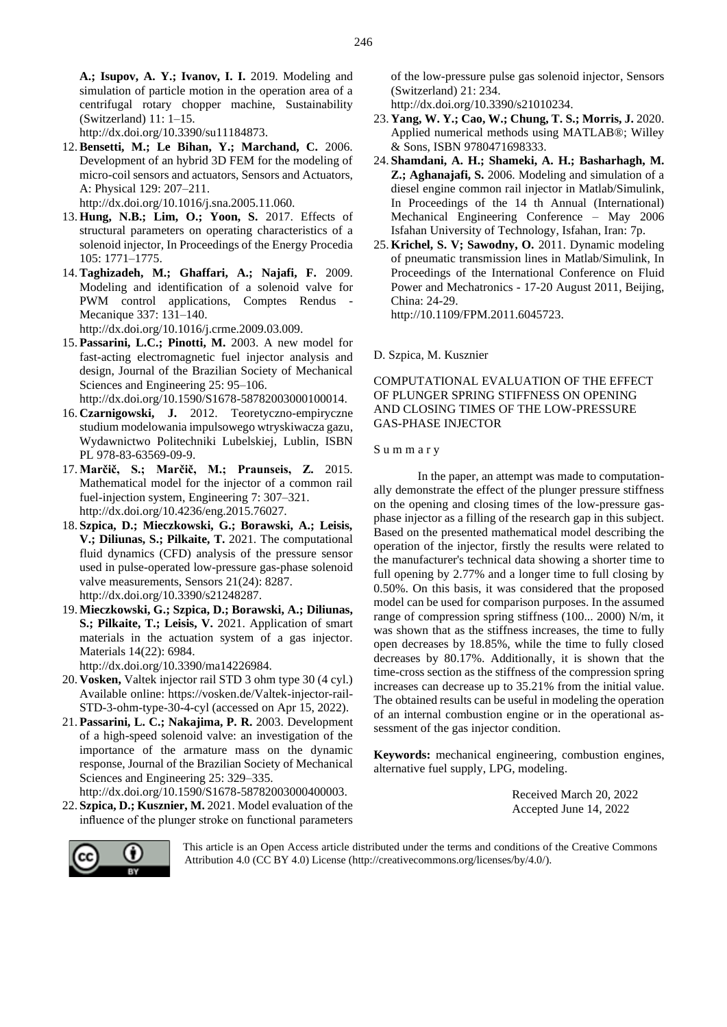**A.; Isupov, A. Y.; Ivanov, I. I.** 2019. Modeling and simulation of particle motion in the operation area of a centrifugal rotary chopper machine, Sustainability (Switzerland) 11: 1–15. http://dx.doi.org/10.3390/su11184873.

12. **Bensetti, M.; Le Bihan, Y.; Marchand, C.** 2006. Development of an hybrid 3D FEM for the modeling of micro-coil sensors and actuators, Sensors and Actuators, A: Physical 129: 207–211. http://dx.doi.org/10.1016/j.sna.2005.11.060.
13. **Hung, N.B.; Lim, O.; Yoon, S.** 2017. Effects of structural parameters on operating characteristics of a solenoid injector, In Proceedings of the Energy Procedia 105: 1771–1775.
14. **Taghizadeh, M.; Ghaffari, A.; Najafi, F.** 2009. Modeling and identification of a solenoid valve for PWM control applications, Comptes Rendus - Mecanique 337: 131–140. http://dx.doi.org/10.1016/j.crme.2009.03.009.
15. **Passarini, L.C.; Pinotti, M.** 2003. A new model for fast-acting electromagnetic fuel injector analysis and design, Journal of the Brazilian Society of Mechanical Sciences and Engineering 25: 95–106. http://dx.doi.org/10.1590/S1678-58782003000100014.
16. **Czarnigowski, J.** 2012. Teoretyczno-empiryczne studium modelowania impulsowego wtryskiwacza gazu, Wydawnictwo Politechniki Lubelskiej, Lublin, ISBN PL 978-83-63569-09-9.
17. **Marčič, S.; Marčič, M.; Praunseis, Z.** 2015. Mathematical model for the injector of a common rail fuel-injection system, Engineering 7: 307–321. http://dx.doi.org/10.4236/eng.2015.76027.
18. **Szpica, D.; Mieczkowski, G.; Borawski, A.; Leisis, V.; Diliunas, S.; Pilkaite, T.** 2021. The computational fluid dynamics (CFD) analysis of the pressure sensor used in pulse-operated low-pressure gas-phase solenoid valve measurements, Sensors 21(24): 8287. http://dx.doi.org/10.3390/s21248287.
19. **Mieczkowski, G.; Szpica, D.; Borawski, A.; Diliunas, S.; Pilkaite, T.; Leisis, V.** 2021. Application of smart materials in the actuation system of a gas injector. Materials 14(22): 6984. http://dx.doi.org/10.3390/ma14226984.
20. **Vosken,** Valtek injector rail STD 3 ohm type 30 (4 cyl.) Available online: https://vosken.de/Valtek-injector-rail-STD-3-ohm-type-30-4-cyl (accessed on Apr 15, 2022).
21. **Passarini, L. C.; Nakajima, P. R.** 2003. Development of a high-speed solenoid valve: an investigation of the importance of the armature mass on the dynamic response, Journal of the Brazilian Society of Mechanical Sciences and Engineering 25: 329–335. http://dx.doi.org/10.1590/S1678-58782003000400003.
22. **Szpica, D.; Kusznier, M.** 2021. Model evaluation of the influence of the plunger stroke on functional parameters of the low-pressure pulse gas solenoid injector, Sensors (Switzerland) 21: 234. http://dx.doi.org/10.3390/s21010234.
23. **Yang, W. Y.; Cao, W.; Chung, T. S.; Morris, J.** 2020. Applied numerical methods using MATLAB®; Willey & Sons, ISBN 9780471698333.
24. **Shamdani, A. H.; Shameki, A. H.; Basharhagh, M. Z.; Aghanajafi, S.** 2006. Modeling and simulation of a diesel engine common rail injector in Matlab/Simulink, In Proceedings of the 14 th Annual (International) Mechanical Engineering Conference – May 2006 Isfahan University of Technology, Isfahan, Iran: 7p.
25. **Krichel, S. V; Sawodny, O.** 2011. Dynamic modeling of pneumatic transmission lines in Matlab/Simulink, In Proceedings of the International Conference on Fluid Power and Mechatronics - 17-20 August 2011, Beijing, China: 24-29. http://10.1109/FPM.2011.6045723.

D. Szpica, M. Kusznier

COMPUTATIONAL EVALUATION OF THE EFFECT OF PLUNGER SPRING STIFFNESS ON OPENING AND CLOSING TIMES OF THE LOW-PRESSURE GAS-PHASE INJECTOR

S u m m a r y

In the paper, an attempt was made to computationally demonstrate the effect of the plunger pressure stiffness on the opening and closing times of the low-pressure gas-phase injector as a filling of the research gap in this subject. Based on the presented mathematical model describing the operation of the injector, firstly the results were related to the manufacturer's technical data showing a shorter time to full opening by 2.77% and a longer time to full closing by 0.50%. On this basis, it was considered that the proposed model can be used for comparison purposes. In the assumed range of compression spring stiffness (100... 2000) N/m, it was shown that as the stiffness increases, the time to fully open decreases by 18.85%, while the time to fully closed decreases by 80.17%. Additionally, it is shown that the time-cross section as the stiffness of the compression spring increases can decrease up to 35.21% from the initial value. The obtained results can be useful in modeling the operation of an internal combustion engine or in the operational assessment of the gas injector condition.

**Keywords:** mechanical engineering, combustion engines, alternative fuel supply, LPG, modeling.

Received March 20, 2022
Accepted June 14, 2022

This article is an Open Access article distributed under the terms and conditions of the Creative Commons Attribution 4.0 (CC BY 4.0) License (http://creativecommons.org/licenses/by/4.0/).